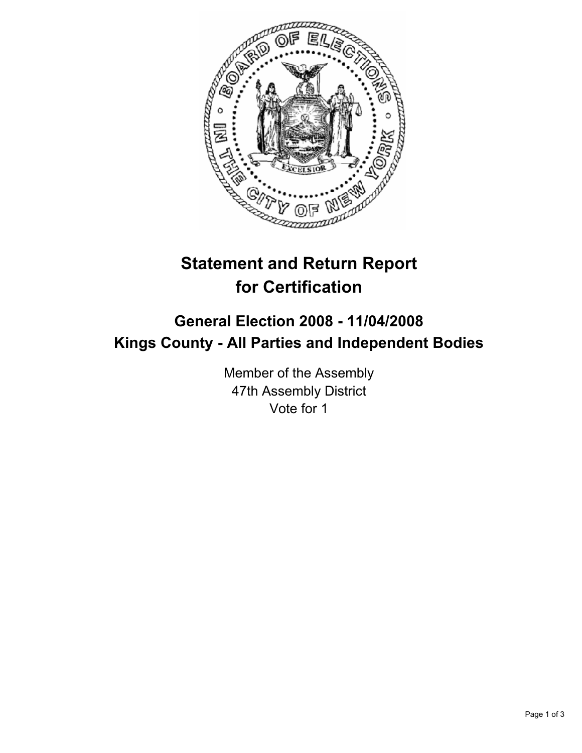# Statement and Return Report for Certification

## General Election 2008 - 11/04/2008
## Kings County - All Parties and Independent Bodies

Member of the Assembly
47th Assembly District
Vote for 1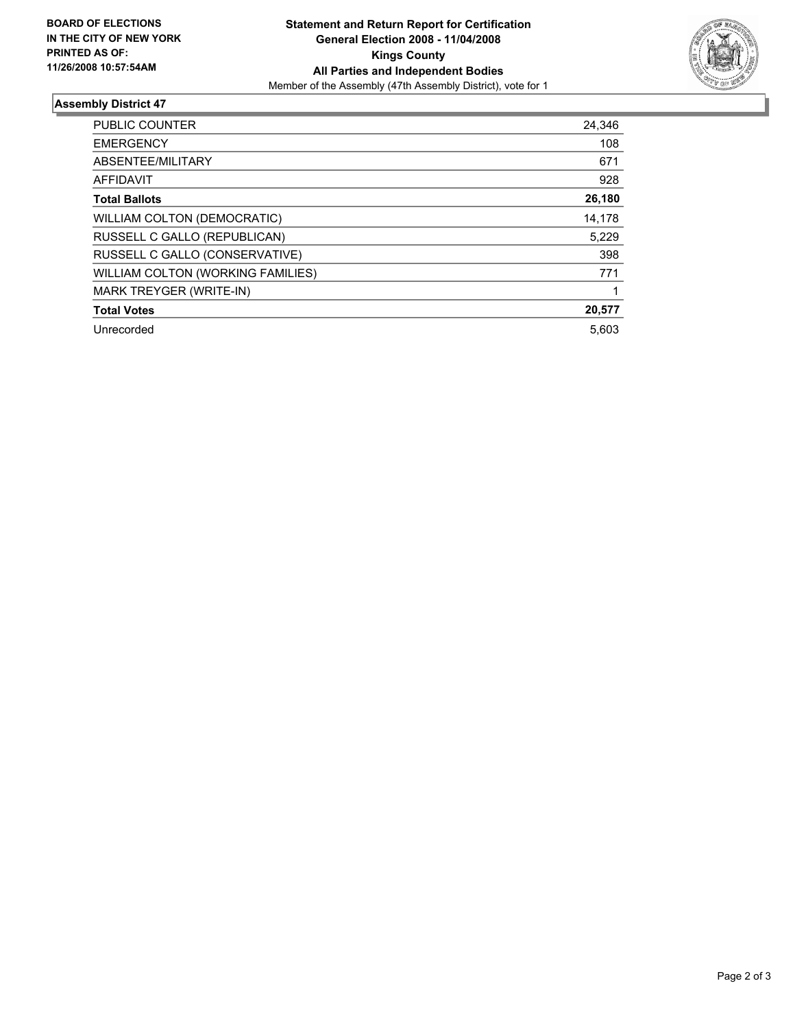**BOARD OF ELECTIONS IN THE CITY OF NEW YORK PRINTED AS OF: 11/26/2008 10:57:54AM**

**Statement and Return Report for Certification**
**General Election 2008 - 11/04/2008**
**Kings County**
**All Parties and Independent Bodies**
Member of the Assembly (47th Assembly District), vote for 1

## Assembly District 47

| | |
|---|---|
| PUBLIC COUNTER | 24,346 |
| EMERGENCY | 108 |
| ABSENTEE/MILITARY | 671 |
| AFFIDAVIT | 928 |
| **Total Ballots** | **26,180** |
| WILLIAM COLTON (DEMOCRATIC) | 14,178 |
| RUSSELL C GALLO (REPUBLICAN) | 5,229 |
| RUSSELL C GALLO (CONSERVATIVE) | 398 |
| WILLIAM COLTON (WORKING FAMILIES) | 771 |
| MARK TREYGER (WRITE-IN) | 1 |
| **Total Votes** | **20,577** |
| Unrecorded | 5,603 |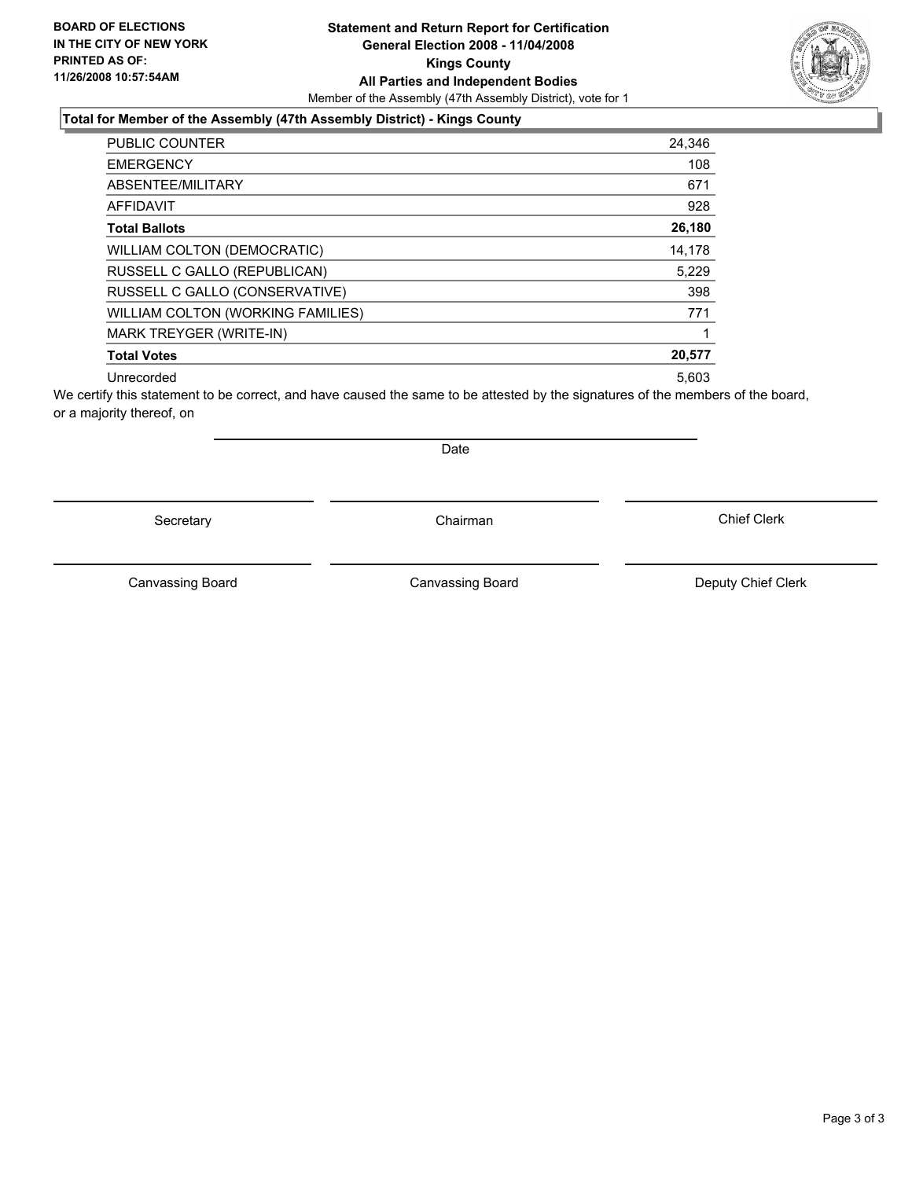**BOARD OF ELECTIONS IN THE CITY OF NEW YORK PRINTED AS OF: 11/26/2008 10:57:54AM**

**Statement and Return Report for Certification**
**General Election 2008 - 11/04/2008**
**Kings County**
**All Parties and Independent Bodies**
Member of the Assembly (47th Assembly District), vote for 1

**Total for Member of the Assembly (47th Assembly District) - Kings County**

| | |
|---|---|
| PUBLIC COUNTER | 24,346 |
| EMERGENCY | 108 |
| ABSENTEE/MILITARY | 671 |
| AFFIDAVIT | 928 |
| **Total Ballots** | **26,180** |
| WILLIAM COLTON (DEMOCRATIC) | 14,178 |
| RUSSELL C GALLO (REPUBLICAN) | 5,229 |
| RUSSELL C GALLO (CONSERVATIVE) | 398 |
| WILLIAM COLTON (WORKING FAMILIES) | 771 |
| MARK TREYGER (WRITE-IN) | 1 |
| **Total Votes** | **20,577** |
| Unrecorded | 5,603 |

We certify this statement to be correct, and have caused the same to be attested by the signatures of the members of the board, or a majority thereof, on

Date

Secretary

Chairman

Chief Clerk

Canvassing Board

Canvassing Board

Deputy Chief Clerk